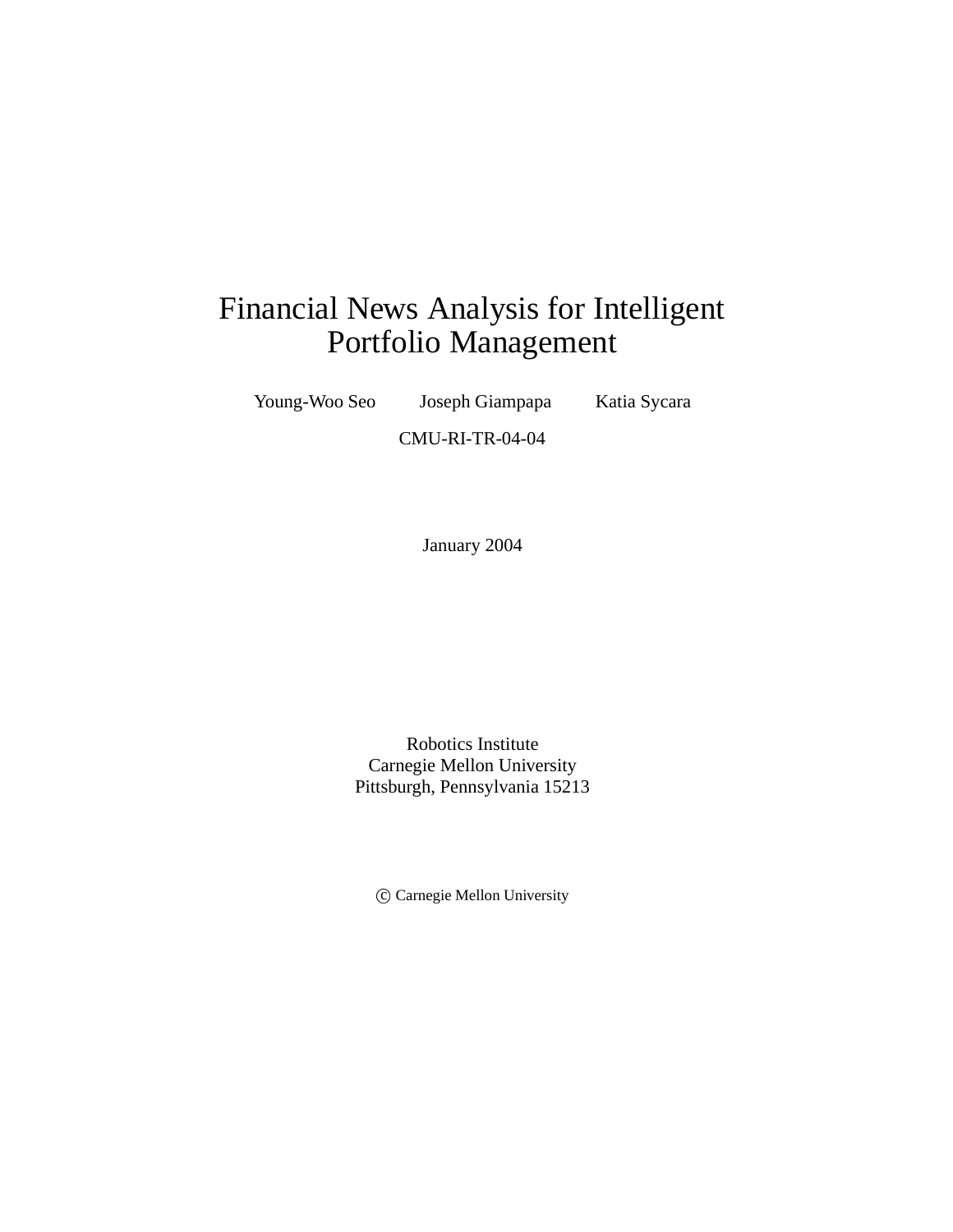# Financial News Analysis for Intelligent Portfolio Management

Young-Woo Seo   Joseph Giampapa   Katia Sycara

CMU-RI-TR-04-04

January 2004

Robotics Institute
Carnegie Mellon University
Pittsburgh, Pennsylvania 15213

© Carnegie Mellon University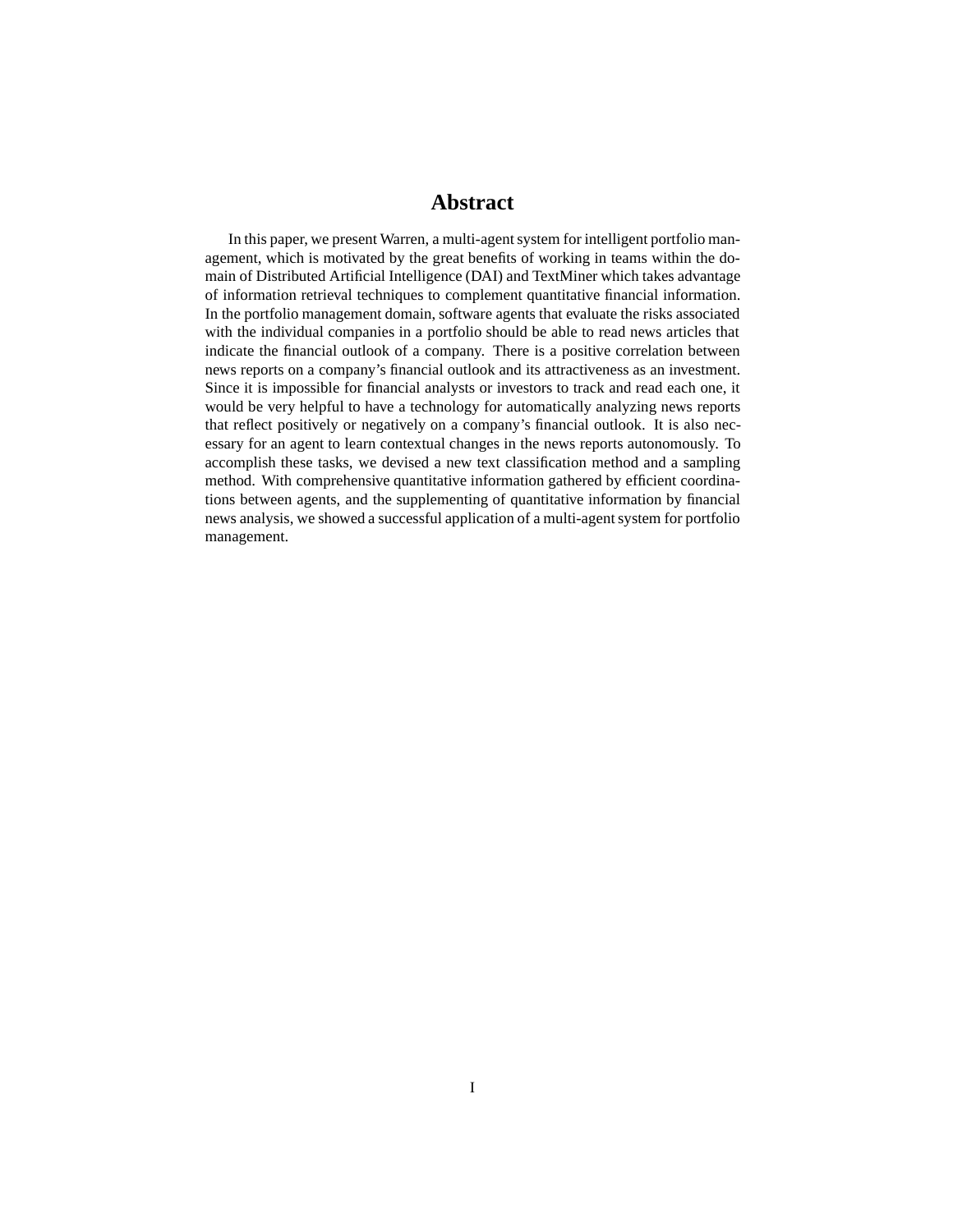# Abstract

In this paper, we present Warren, a multi-agent system for intelligent portfolio management, which is motivated by the great benefits of working in teams within the domain of Distributed Artificial Intelligence (DAI) and TextMiner which takes advantage of information retrieval techniques to complement quantitative financial information. In the portfolio management domain, software agents that evaluate the risks associated with the individual companies in a portfolio should be able to read news articles that indicate the financial outlook of a company. There is a positive correlation between news reports on a company's financial outlook and its attractiveness as an investment. Since it is impossible for financial analysts or investors to track and read each one, it would be very helpful to have a technology for automatically analyzing news reports that reflect positively or negatively on a company's financial outlook. It is also necessary for an agent to learn contextual changes in the news reports autonomously. To accomplish these tasks, we devised a new text classification method and a sampling method. With comprehensive quantitative information gathered by efficient coordinations between agents, and the supplementing of quantitative information by financial news analysis, we showed a successful application of a multi-agent system for portfolio management.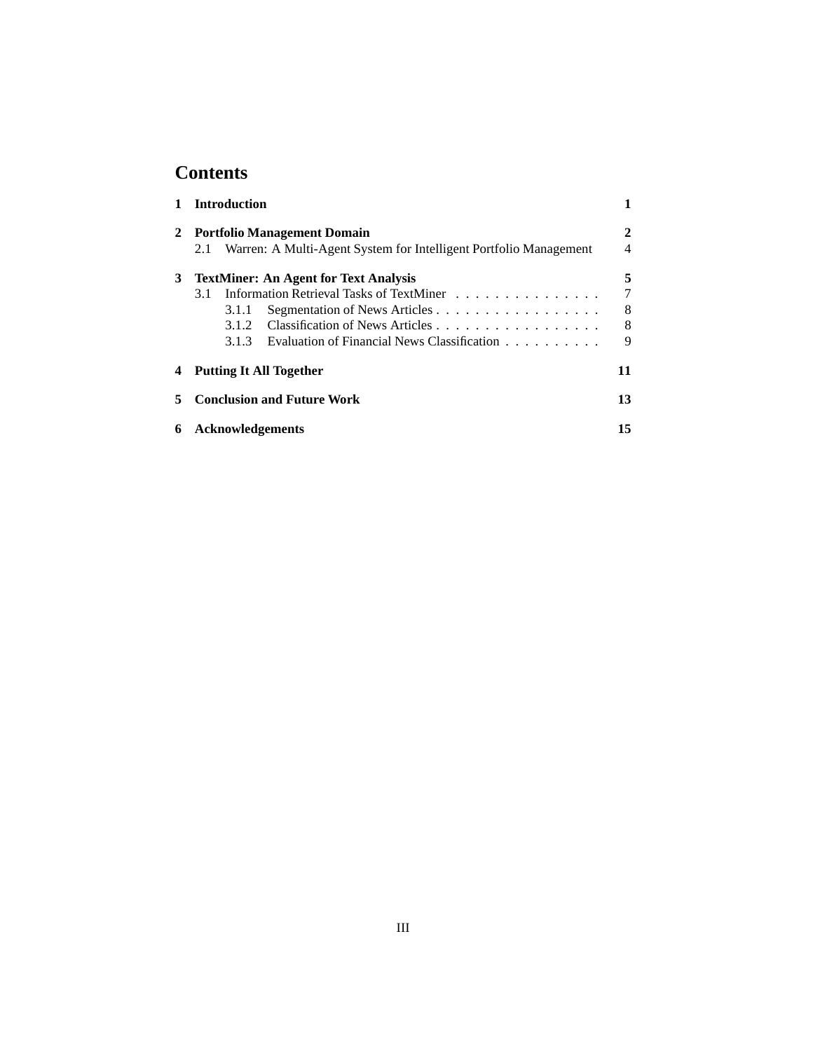# Contents

**1 Introduction** **1**

**2 Portfolio Management Domain** **2**

- 2.1 Warren: A Multi-Agent System for Intelligent Portfolio Management 4

**3 TextMiner: An Agent for Text Analysis** **5**

- 3.1 Information Retrieval Tasks of TextMiner . . . . . . . . . . . . . . . 7
  - 3.1.1 Segmentation of News Articles . . . . . . . . . . . . . . . . . 8
  - 3.1.2 Classification of News Articles . . . . . . . . . . . . . . . . . 8
  - 3.1.3 Evaluation of Financial News Classification . . . . . . . . . . 9

**4 Putting It All Together** **11**

**5 Conclusion and Future Work** **13**

**6 Acknowledgements** **15**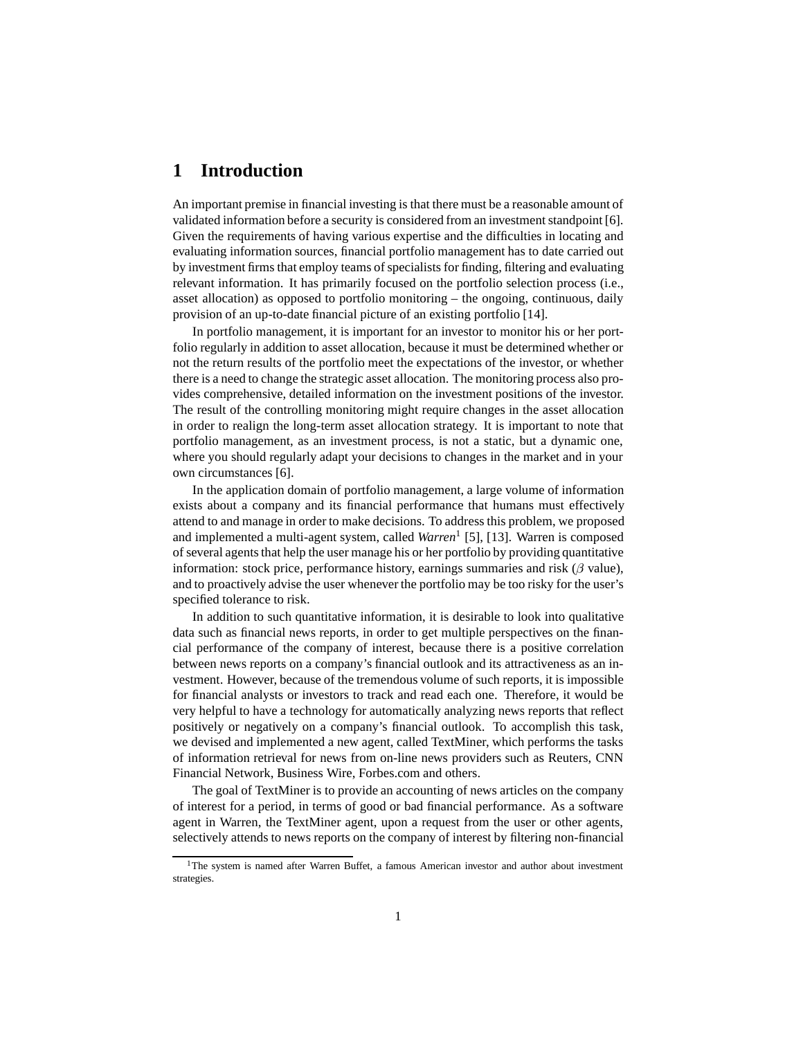# 1 Introduction

An important premise in financial investing is that there must be a reasonable amount of validated information before a security is considered from an investment standpoint [6]. Given the requirements of having various expertise and the difficulties in locating and evaluating information sources, financial portfolio management has to date carried out by investment firms that employ teams of specialists for finding, filtering and evaluating relevant information. It has primarily focused on the portfolio selection process (i.e., asset allocation) as opposed to portfolio monitoring – the ongoing, continuous, daily provision of an up-to-date financial picture of an existing portfolio [14].

In portfolio management, it is important for an investor to monitor his or her portfolio regularly in addition to asset allocation, because it must be determined whether or not the return results of the portfolio meet the expectations of the investor, or whether there is a need to change the strategic asset allocation. The monitoring process also provides comprehensive, detailed information on the investment positions of the investor. The result of the controlling monitoring might require changes in the asset allocation in order to realign the long-term asset allocation strategy. It is important to note that portfolio management, as an investment process, is not a static, but a dynamic one, where you should regularly adapt your decisions to changes in the market and in your own circumstances [6].

In the application domain of portfolio management, a large volume of information exists about a company and its financial performance that humans must effectively attend to and manage in order to make decisions. To address this problem, we proposed and implemented a multi-agent system, called *Warren*[1] [5], [13]. Warren is composed of several agents that help the user manage his or her portfolio by providing quantitative information: stock price, performance history, earnings summaries and risk ($\beta$ value), and to proactively advise the user whenever the portfolio may be too risky for the user's specified tolerance to risk.

In addition to such quantitative information, it is desirable to look into qualitative data such as financial news reports, in order to get multiple perspectives on the financial performance of the company of interest, because there is a positive correlation between news reports on a company's financial outlook and its attractiveness as an investment. However, because of the tremendous volume of such reports, it is impossible for financial analysts or investors to track and read each one. Therefore, it would be very helpful to have a technology for automatically analyzing news reports that reflect positively or negatively on a company's financial outlook. To accomplish this task, we devised and implemented a new agent, called TextMiner, which performs the tasks of information retrieval for news from on-line news providers such as Reuters, CNN Financial Network, Business Wire, Forbes.com and others.

The goal of TextMiner is to provide an accounting of news articles on the company of interest for a period, in terms of good or bad financial performance. As a software agent in Warren, the TextMiner agent, upon a request from the user or other agents, selectively attends to news reports on the company of interest by filtering non-financial

[1] The system is named after Warren Buffet, a famous American investor and author about investment strategies.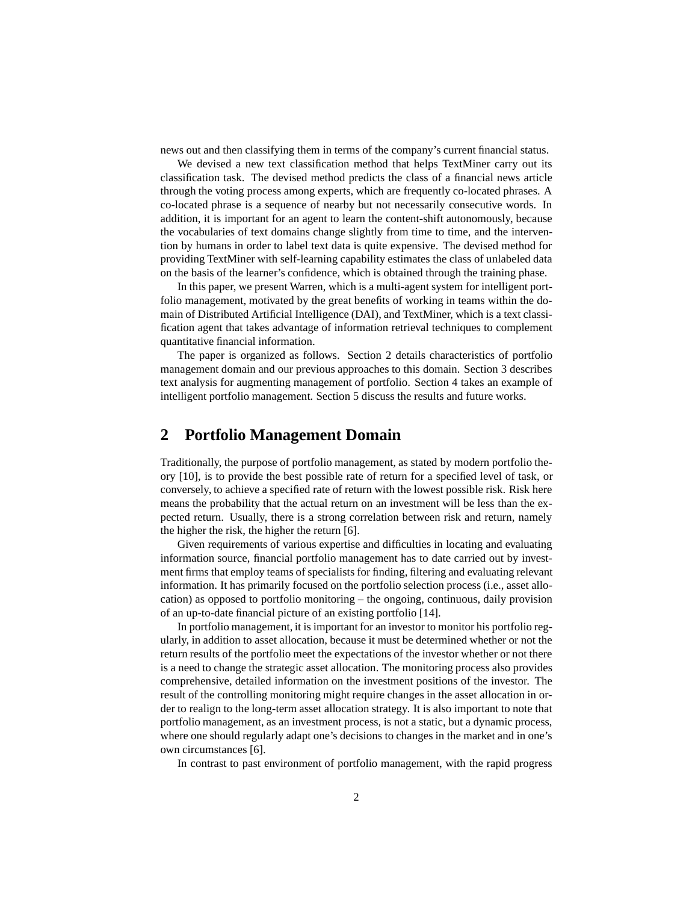news out and then classifying them in terms of the company's current financial status.

We devised a new text classification method that helps TextMiner carry out its classification task. The devised method predicts the class of a financial news article through the voting process among experts, which are frequently co-located phrases. A co-located phrase is a sequence of nearby but not necessarily consecutive words. In addition, it is important for an agent to learn the content-shift autonomously, because the vocabularies of text domains change slightly from time to time, and the intervention by humans in order to label text data is quite expensive. The devised method for providing TextMiner with self-learning capability estimates the class of unlabeled data on the basis of the learner's confidence, which is obtained through the training phase.

In this paper, we present Warren, which is a multi-agent system for intelligent portfolio management, motivated by the great benefits of working in teams within the domain of Distributed Artificial Intelligence (DAI), and TextMiner, which is a text classification agent that takes advantage of information retrieval techniques to complement quantitative financial information.

The paper is organized as follows. Section 2 details characteristics of portfolio management domain and our previous approaches to this domain. Section 3 describes text analysis for augmenting management of portfolio. Section 4 takes an example of intelligent portfolio management. Section 5 discuss the results and future works.

## 2 Portfolio Management Domain

Traditionally, the purpose of portfolio management, as stated by modern portfolio theory [10], is to provide the best possible rate of return for a specified level of task, or conversely, to achieve a specified rate of return with the lowest possible risk. Risk here means the probability that the actual return on an investment will be less than the expected return. Usually, there is a strong correlation between risk and return, namely the higher the risk, the higher the return [6].

Given requirements of various expertise and difficulties in locating and evaluating information source, financial portfolio management has to date carried out by investment firms that employ teams of specialists for finding, filtering and evaluating relevant information. It has primarily focused on the portfolio selection process (i.e., asset allocation) as opposed to portfolio monitoring – the ongoing, continuous, daily provision of an up-to-date financial picture of an existing portfolio [14].

In portfolio management, it is important for an investor to monitor his portfolio regularly, in addition to asset allocation, because it must be determined whether or not the return results of the portfolio meet the expectations of the investor whether or not there is a need to change the strategic asset allocation. The monitoring process also provides comprehensive, detailed information on the investment positions of the investor. The result of the controlling monitoring might require changes in the asset allocation in order to realign to the long-term asset allocation strategy. It is also important to note that portfolio management, as an investment process, is not a static, but a dynamic process, where one should regularly adapt one's decisions to changes in the market and in one's own circumstances [6].

In contrast to past environment of portfolio management, with the rapid progress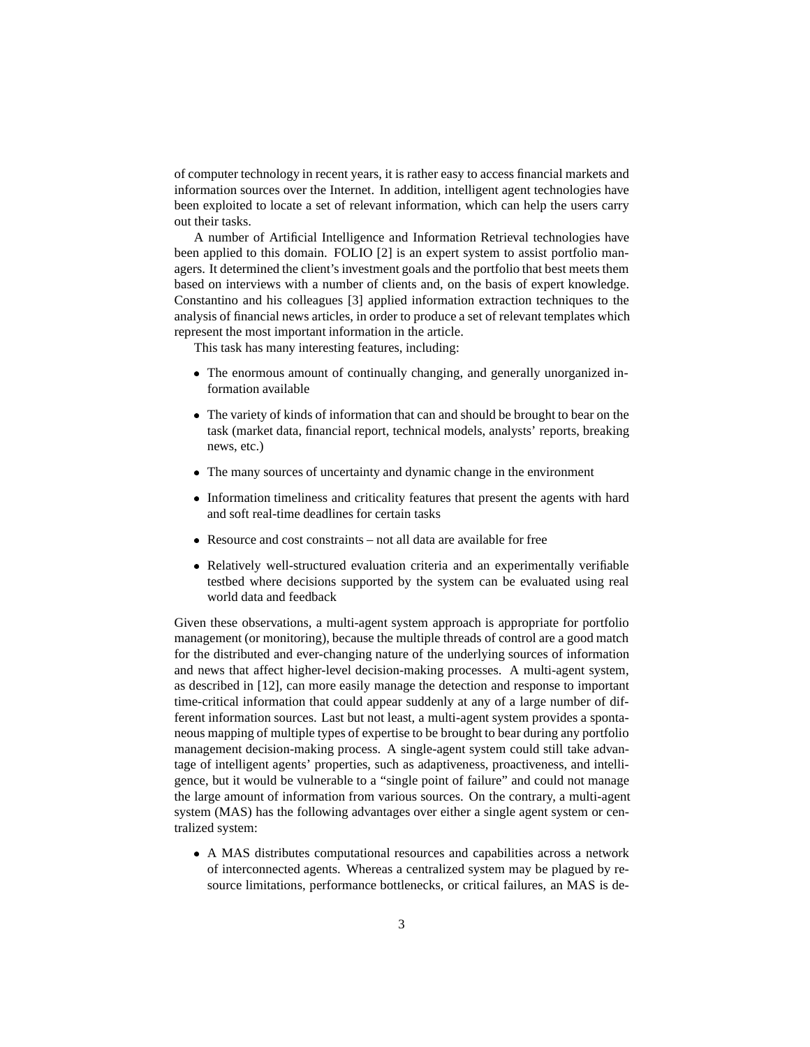of computer technology in recent years, it is rather easy to access financial markets and information sources over the Internet. In addition, intelligent agent technologies have been exploited to locate a set of relevant information, which can help the users carry out their tasks.

A number of Artificial Intelligence and Information Retrieval technologies have been applied to this domain. FOLIO [2] is an expert system to assist portfolio managers. It determined the client's investment goals and the portfolio that best meets them based on interviews with a number of clients and, on the basis of expert knowledge. Constantino and his colleagues [3] applied information extraction techniques to the analysis of financial news articles, in order to produce a set of relevant templates which represent the most important information in the article.

This task has many interesting features, including:

- The enormous amount of continually changing, and generally unorganized information available
- The variety of kinds of information that can and should be brought to bear on the task (market data, financial report, technical models, analysts' reports, breaking news, etc.)
- The many sources of uncertainty and dynamic change in the environment
- Information timeliness and criticality features that present the agents with hard and soft real-time deadlines for certain tasks
- Resource and cost constraints – not all data are available for free
- Relatively well-structured evaluation criteria and an experimentally verifiable testbed where decisions supported by the system can be evaluated using real world data and feedback

Given these observations, a multi-agent system approach is appropriate for portfolio management (or monitoring), because the multiple threads of control are a good match for the distributed and ever-changing nature of the underlying sources of information and news that affect higher-level decision-making processes. A multi-agent system, as described in [12], can more easily manage the detection and response to important time-critical information that could appear suddenly at any of a large number of different information sources. Last but not least, a multi-agent system provides a spontaneous mapping of multiple types of expertise to be brought to bear during any portfolio management decision-making process. A single-agent system could still take advantage of intelligent agents' properties, such as adaptiveness, proactiveness, and intelligence, but it would be vulnerable to a "single point of failure" and could not manage the large amount of information from various sources. On the contrary, a multi-agent system (MAS) has the following advantages over either a single agent system or centralized system:

- A MAS distributes computational resources and capabilities across a network of interconnected agents. Whereas a centralized system may be plagued by resource limitations, performance bottlenecks, or critical failures, an MAS is de-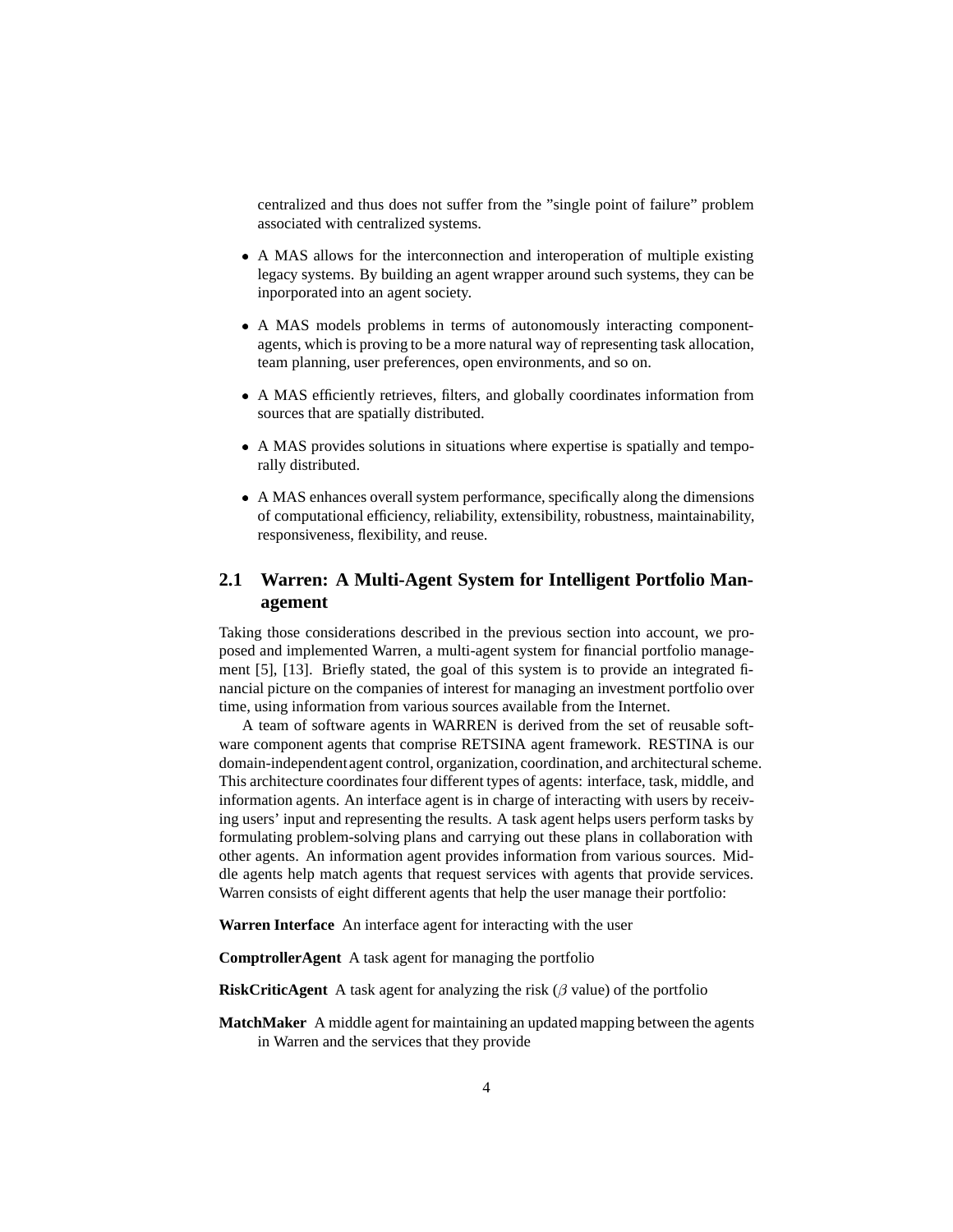centralized and thus does not suffer from the "single point of failure" problem associated with centralized systems.

- A MAS allows for the interconnection and interoperation of multiple existing legacy systems. By building an agent wrapper around such systems, they can be inporporated into an agent society.
- A MAS models problems in terms of autonomously interacting component-agents, which is proving to be a more natural way of representing task allocation, team planning, user preferences, open environments, and so on.
- A MAS efficiently retrieves, filters, and globally coordinates information from sources that are spatially distributed.
- A MAS provides solutions in situations where expertise is spatially and temporally distributed.
- A MAS enhances overall system performance, specifically along the dimensions of computational efficiency, reliability, extensibility, robustness, maintainability, responsiveness, flexibility, and reuse.

## 2.1 Warren: A Multi-Agent System for Intelligent Portfolio Management

Taking those considerations described in the previous section into account, we proposed and implemented Warren, a multi-agent system for financial portfolio management [5], [13]. Briefly stated, the goal of this system is to provide an integrated financial picture on the companies of interest for managing an investment portfolio over time, using information from various sources available from the Internet.

A team of software agents in WARREN is derived from the set of reusable software component agents that comprise RETSINA agent framework. RESTINA is our domain-independent agent control, organization, coordination, and architectural scheme. This architecture coordinates four different types of agents: interface, task, middle, and information agents. An interface agent is in charge of interacting with users by receiving users' input and representing the results. A task agent helps users perform tasks by formulating problem-solving plans and carrying out these plans in collaboration with other agents. An information agent provides information from various sources. Middle agents help match agents that request services with agents that provide services. Warren consists of eight different agents that help the user manage their portfolio:

**Warren Interface** An interface agent for interacting with the user

**ComptrollerAgent** A task agent for managing the portfolio

**RiskCriticAgent** A task agent for analyzing the risk ($\beta$ value) of the portfolio

**MatchMaker** A middle agent for maintaining an updated mapping between the agents in Warren and the services that they provide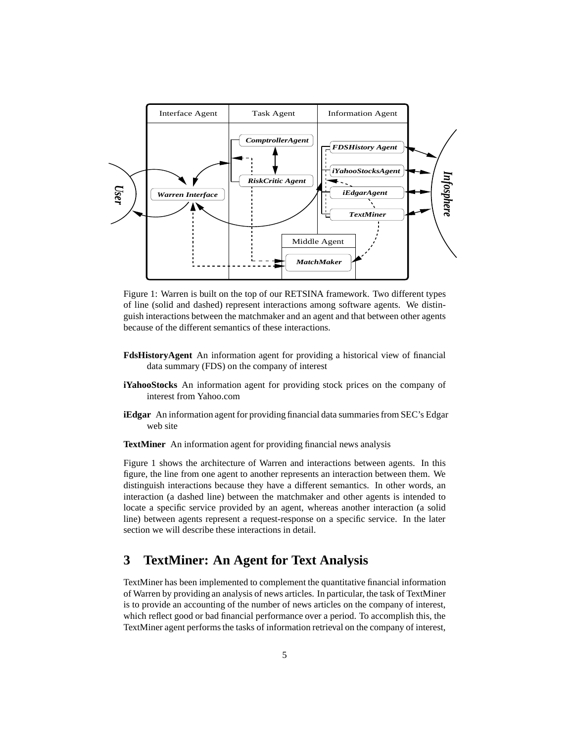Figure 1: Warren is built on the top of our RETSINA framework. Two different types of line (solid and dashed) represent interactions among software agents. We distinguish interactions between the matchmaker and an agent and that between other agents because of the different semantics of these interactions.

**FdsHistoryAgent** An information agent for providing a historical view of financial data summary (FDS) on the company of interest

**iYahooStocks** An information agent for providing stock prices on the company of interest from Yahoo.com

**iEdgar** An information agent for providing financial data summaries from SEC's Edgar web site

**TextMiner** An information agent for providing financial news analysis

Figure 1 shows the architecture of Warren and interactions between agents. In this figure, the line from one agent to another represents an interaction between them. We distinguish interactions because they have a different semantics. In other words, an interaction (a dashed line) between the matchmaker and other agents is intended to locate a specific service provided by an agent, whereas another interaction (a solid line) between agents represent a request-response on a specific service. In the later section we will describe these interactions in detail.

## 3 TextMiner: An Agent for Text Analysis

TextMiner has been implemented to complement the quantitative financial information of Warren by providing an analysis of news articles. In particular, the task of TextMiner is to provide an accounting of the number of news articles on the company of interest, which reflect good or bad financial performance over a period. To accomplish this, the TextMiner agent performs the tasks of information retrieval on the company of interest,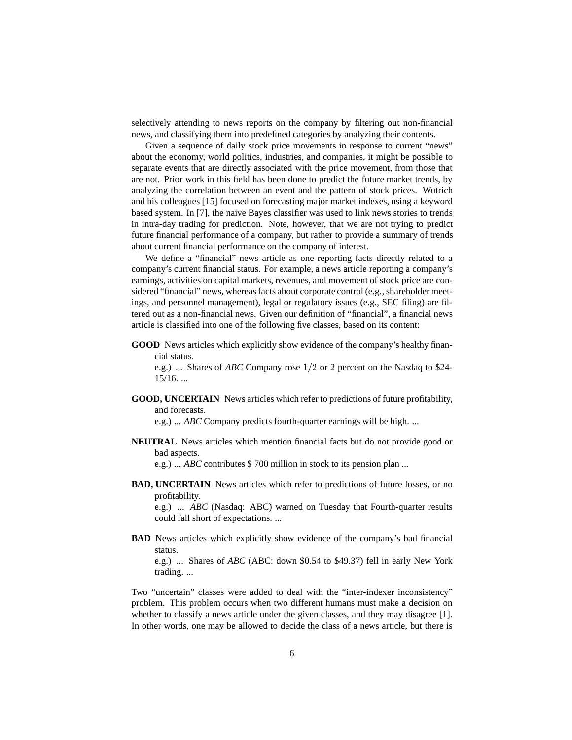selectively attending to news reports on the company by filtering out non-financial news, and classifying them into predefined categories by analyzing their contents.

Given a sequence of daily stock price movements in response to current "news" about the economy, world politics, industries, and companies, it might be possible to separate events that are directly associated with the price movement, from those that are not. Prior work in this field has been done to predict the future market trends, by analyzing the correlation between an event and the pattern of stock prices. Wutrich and his colleagues [15] focused on forecasting major market indexes, using a keyword based system. In [7], the naive Bayes classifier was used to link news stories to trends in intra-day trading for prediction. Note, however, that we are not trying to predict future financial performance of a company, but rather to provide a summary of trends about current financial performance on the company of interest.

We define a "financial" news article as one reporting facts directly related to a company's current financial status. For example, a news article reporting a company's earnings, activities on capital markets, revenues, and movement of stock price are considered "financial" news, whereas facts about corporate control (e.g., shareholder meetings, and personnel management), legal or regulatory issues (e.g., SEC filing) are filtered out as a non-financial news. Given our definition of "financial", a financial news article is classified into one of the following five classes, based on its content:

**GOOD** News articles which explicitly show evidence of the company's healthy financial status.

e.g.) ... Shares of *ABC* Company rose $1/2$ or 2 percent on the Nasdaq to $24-15/16. ...

**GOOD, UNCERTAIN** News articles which refer to predictions of future profitability, and forecasts.

e.g.) ... *ABC* Company predicts fourth-quarter earnings will be high. ...

**NEUTRAL** News articles which mention financial facts but do not provide good or bad aspects.

e.g.) ... *ABC* contributes $ 700 million in stock to its pension plan ...

**BAD, UNCERTAIN** News articles which refer to predictions of future losses, or no profitability.

e.g.) ... *ABC* (Nasdaq: ABC) warned on Tuesday that Fourth-quarter results could fall short of expectations. ...

**BAD** News articles which explicitly show evidence of the company's bad financial status.

e.g.) ... Shares of *ABC* (ABC: down $0.54 to $49.37) fell in early New York trading. ...

Two "uncertain" classes were added to deal with the "inter-indexer inconsistency" problem. This problem occurs when two different humans must make a decision on whether to classify a news article under the given classes, and they may disagree [1]. In other words, one may be allowed to decide the class of a news article, but there is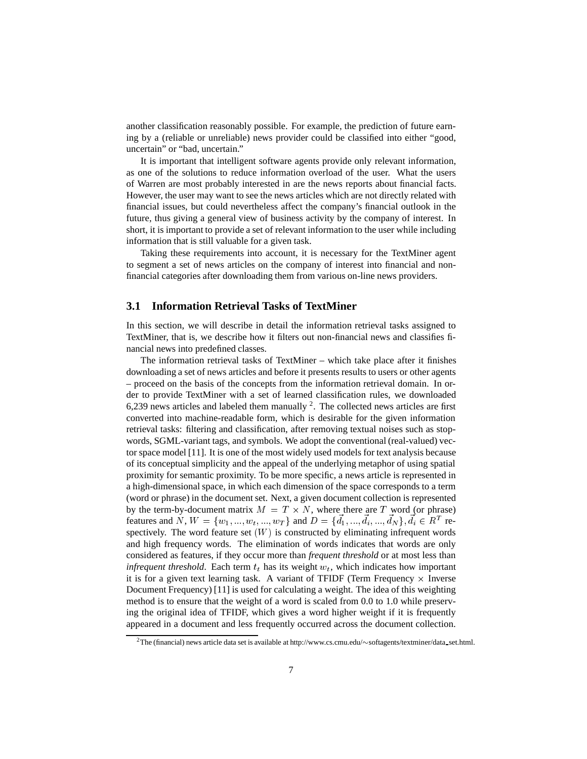another classification reasonably possible. For example, the prediction of future earning by a (reliable or unreliable) news provider could be classified into either "good, uncertain" or "bad, uncertain."

It is important that intelligent software agents provide only relevant information, as one of the solutions to reduce information overload of the user. What the users of Warren are most probably interested in are the news reports about financial facts. However, the user may want to see the news articles which are not directly related with financial issues, but could nevertheless affect the company's financial outlook in the future, thus giving a general view of business activity by the company of interest. In short, it is important to provide a set of relevant information to the user while including information that is still valuable for a given task.

Taking these requirements into account, it is necessary for the TextMiner agent to segment a set of news articles on the company of interest into financial and non-financial categories after downloading them from various on-line news providers.

### 3.1 Information Retrieval Tasks of TextMiner

In this section, we will describe in detail the information retrieval tasks assigned to TextMiner, that is, we describe how it filters out non-financial news and classifies financial news into predefined classes.

The information retrieval tasks of TextMiner – which take place after it finishes downloading a set of news articles and before it presents results to users or other agents – proceed on the basis of the concepts from the information retrieval domain. In order to provide TextMiner with a set of learned classification rules, we downloaded 6,239 news articles and labeled them manually [2]. The collected news articles are first converted into machine-readable form, which is desirable for the given information retrieval tasks: filtering and classification, after removing textual noises such as stop-words, SGML-variant tags, and symbols. We adopt the conventional (real-valued) vector space model [11]. It is one of the most widely used models for text analysis because of its conceptual simplicity and the appeal of the underlying metaphor of using spatial proximity for semantic proximity. To be more specific, a news article is represented in a high-dimensional space, in which each dimension of the space corresponds to a term (word or phrase) in the document set. Next, a given document collection is represented by the term-by-document matrix $M = T \times N$, where there are $T$ word (or phrase) features and $N$, $W = \{w_1, ..., w_t, ..., w_T\}$ and $D = \{\vec{d_1}, ..., \vec{d_i}, ..., \vec{d_N}\}, \vec{d_i} \in R^T$ respectively. The word feature set $(W)$ is constructed by eliminating infrequent words and high frequency words. The elimination of words indicates that words are only considered as features, if they occur more than *frequent threshold* or at most less than *infrequent threshold*. Each term $t_t$ has its weight $w_t$, which indicates how important it is for a given text learning task. A variant of TFIDF (Term Frequency $\times$ Inverse Document Frequency) [11] is used for calculating a weight. The idea of this weighting method is to ensure that the weight of a word is scaled from 0.0 to 1.0 while preserving the original idea of TFIDF, which gives a word higher weight if it is frequently appeared in a document and less frequently occurred across the document collection.

[2] The (financial) news article data set is available at http://www.cs.cmu.edu/~softagents/textminer/data_set.html.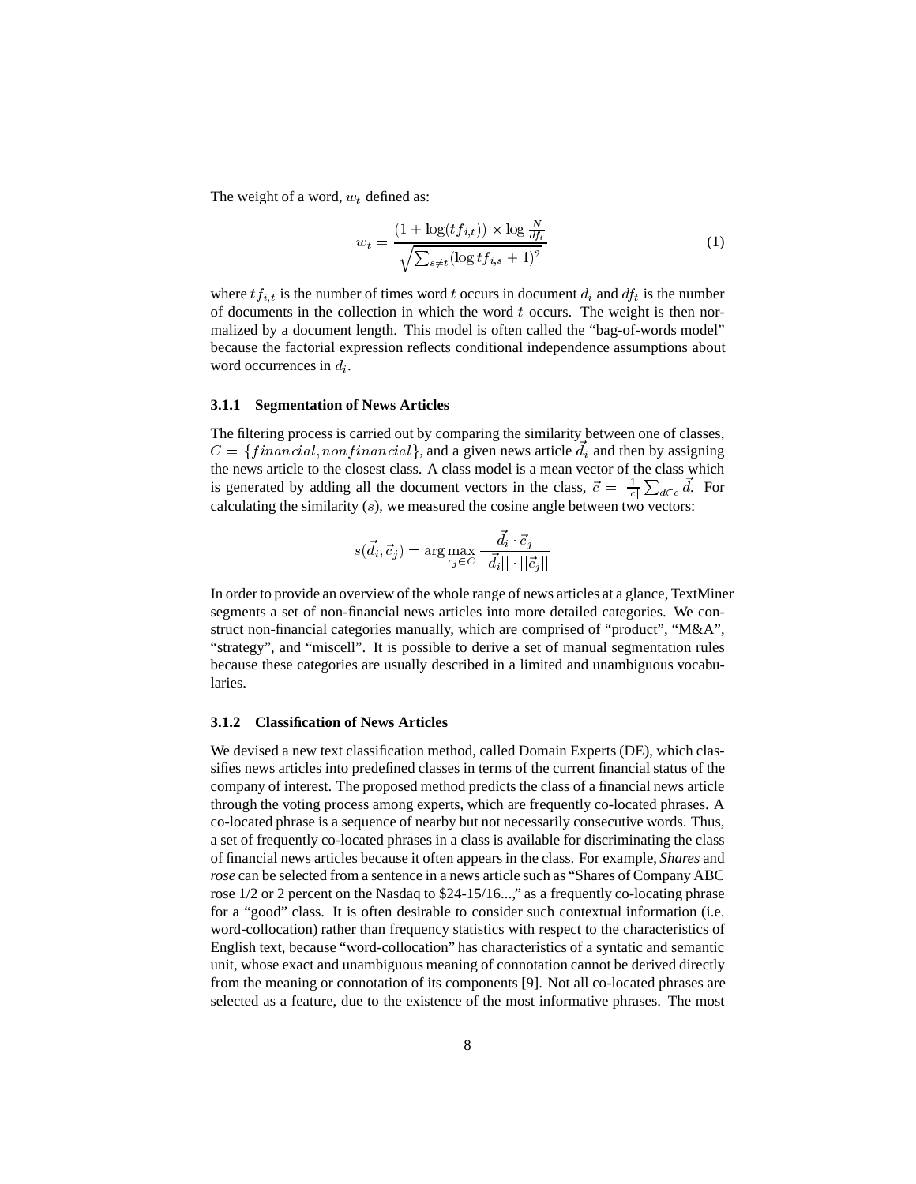The weight of a word, $w_t$ defined as:

$$w_t = \frac{(1 + \log(tf_{i,t})) \times \log \frac{N}{df_t}}{\sqrt{\sum_{s \neq t} (\log tf_{i,s} + 1)^2}} \tag{1}$$

where $tf_{i,t}$ is the number of times word $t$ occurs in document $d_i$ and $df_t$ is the number of documents in the collection in which the word $t$ occurs. The weight is then normalized by a document length. This model is often called the "bag-of-words model" because the factorial expression reflects conditional independence assumptions about word occurrences in $d_i$.

#### 3.1.1 Segmentation of News Articles

The filtering process is carried out by comparing the similarity between one of classes, $C = \{financial, nonfinancial\}$, and a given news article $\vec{d_i}$ and then by assigning the news article to the closest class. A class model is a mean vector of the class which is generated by adding all the document vectors in the class, $\vec{c} = \frac{1}{|c|} \sum_{d \in c} \vec{d}$. For calculating the similarity ($s$), we measured the cosine angle between two vectors:

$$s(\vec{d_i}, \vec{c_j}) = \arg\max_{c_j \in C} \frac{\vec{d_i} \cdot \vec{c_j}}{||\vec{d_i}|| \cdot ||\vec{c_j}||}$$

In order to provide an overview of the whole range of news articles at a glance, TextMiner segments a set of non-financial news articles into more detailed categories. We construct non-financial categories manually, which are comprised of "product", "M&A", "strategy", and "miscell". It is possible to derive a set of manual segmentation rules because these categories are usually described in a limited and unambiguous vocabularies.

#### 3.1.2 Classification of News Articles

We devised a new text classification method, called Domain Experts (DE), which classifies news articles into predefined classes in terms of the current financial status of the company of interest. The proposed method predicts the class of a financial news article through the voting process among experts, which are frequently co-located phrases. A co-located phrase is a sequence of nearby but not necessarily consecutive words. Thus, a set of frequently co-located phrases in a class is available for discriminating the class of financial news articles because it often appears in the class. For example, *Shares* and *rose* can be selected from a sentence in a news article such as "Shares of Company ABC rose 1/2 or 2 percent on the Nasdaq to $24-15/16...," as a frequently co-locating phrase for a "good" class. It is often desirable to consider such contextual information (i.e. word-collocation) rather than frequency statistics with respect to the characteristics of English text, because "word-collocation" has characteristics of a syntatic and semantic unit, whose exact and unambiguous meaning of connotation cannot be derived directly from the meaning or connotation of its components [9]. Not all co-located phrases are selected as a feature, due to the existence of the most informative phrases. The most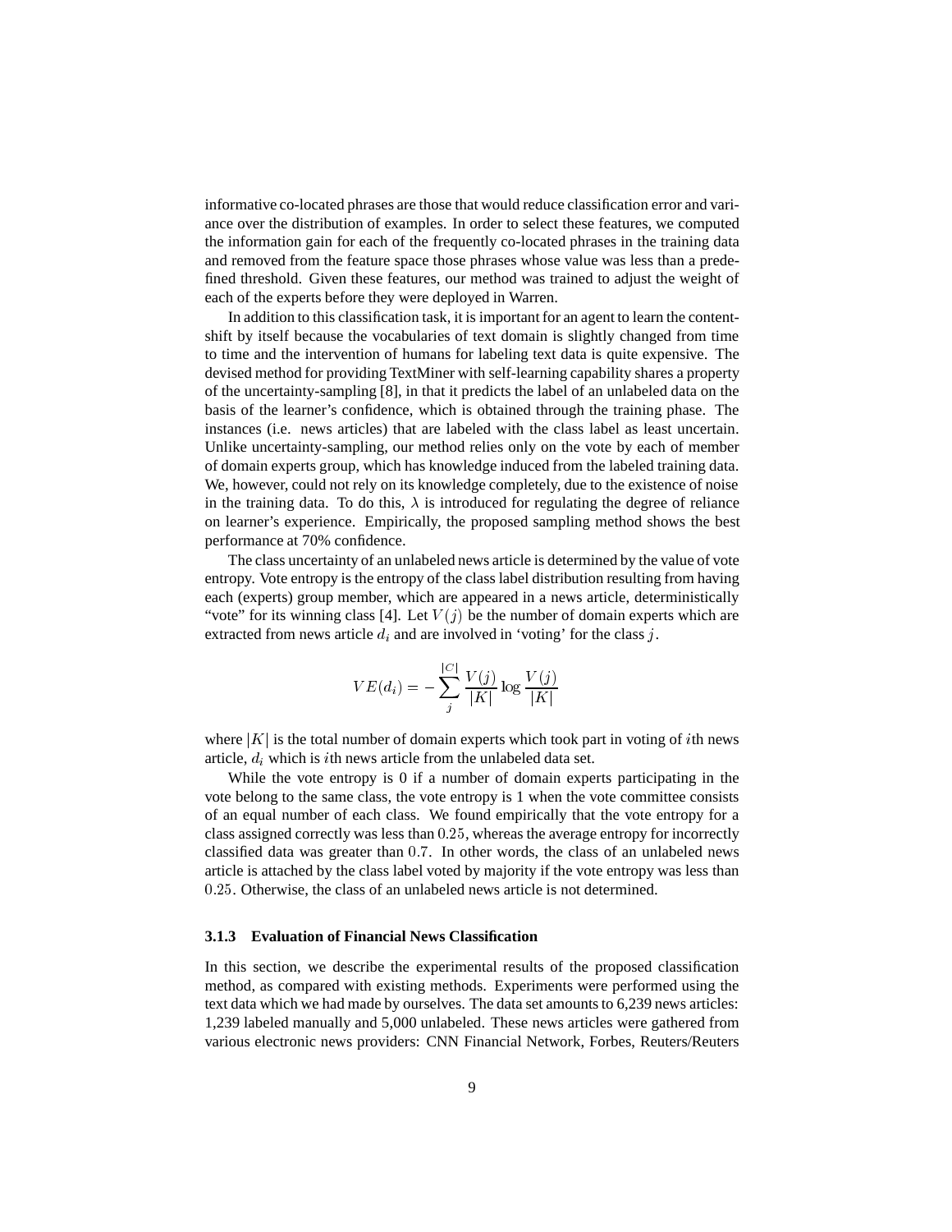informative co-located phrases are those that would reduce classification error and variance over the distribution of examples. In order to select these features, we computed the information gain for each of the frequently co-located phrases in the training data and removed from the feature space those phrases whose value was less than a predefined threshold. Given these features, our method was trained to adjust the weight of each of the experts before they were deployed in Warren.

In addition to this classification task, it is important for an agent to learn the content-shift by itself because the vocabularies of text domain is slightly changed from time to time and the intervention of humans for labeling text data is quite expensive. The devised method for providing TextMiner with self-learning capability shares a property of the uncertainty-sampling [8], in that it predicts the label of an unlabeled data on the basis of the learner's confidence, which is obtained through the training phase. The instances (i.e. news articles) that are labeled with the class label as least uncertain. Unlike uncertainty-sampling, our method relies only on the vote by each of member of domain experts group, which has knowledge induced from the labeled training data. We, however, could not rely on its knowledge completely, due to the existence of noise in the training data. To do this, $\lambda$ is introduced for regulating the degree of reliance on learner's experience. Empirically, the proposed sampling method shows the best performance at 70% confidence.

The class uncertainty of an unlabeled news article is determined by the value of vote entropy. Vote entropy is the entropy of the class label distribution resulting from having each (experts) group member, which are appeared in a news article, deterministically "vote" for its winning class [4]. Let $V(j)$ be the number of domain experts which are extracted from news article $d_i$ and are involved in 'voting' for the class $j$.

$$VE(d_i) = -\sum_{j}^{|C|} \frac{V(j)}{|K|} \log \frac{V(j)}{|K|}$$

where $|K|$ is the total number of domain experts which took part in voting of $i$th news article, $d_i$ which is $i$th news article from the unlabeled data set.

While the vote entropy is 0 if a number of domain experts participating in the vote belong to the same class, the vote entropy is 1 when the vote committee consists of an equal number of each class. We found empirically that the vote entropy for a class assigned correctly was less than $0.25$, whereas the average entropy for incorrectly classified data was greater than $0.7$. In other words, the class of an unlabeled news article is attached by the class label voted by majority if the vote entropy was less than $0.25$. Otherwise, the class of an unlabeled news article is not determined.

#### 3.1.3 Evaluation of Financial News Classification

In this section, we describe the experimental results of the proposed classification method, as compared with existing methods. Experiments were performed using the text data which we had made by ourselves. The data set amounts to 6,239 news articles: 1,239 labeled manually and 5,000 unlabeled. These news articles were gathered from various electronic news providers: CNN Financial Network, Forbes, Reuters/Reuters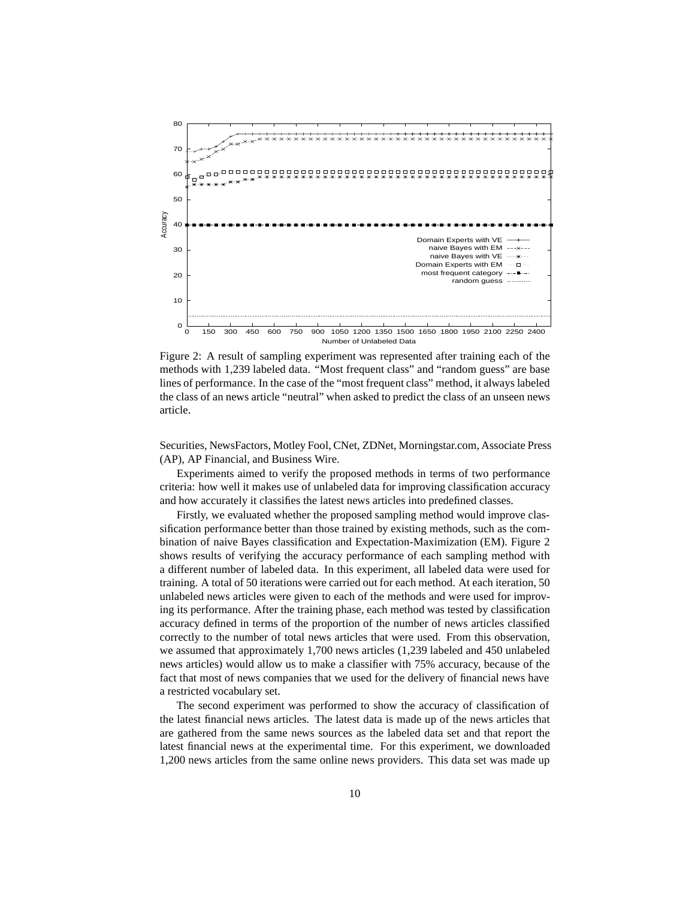Figure 2: A result of sampling experiment was represented after training each of the methods with 1,239 labeled data. "Most frequent class" and "random guess" are base lines of performance. In the case of the "most frequent class" method, it always labeled the class of an news article "neutral" when asked to predict the class of an unseen news article.

Securities, NewsFactors, Motley Fool, CNet, ZDNet, Morningstar.com, Associate Press (AP), AP Financial, and Business Wire.

Experiments aimed to verify the proposed methods in terms of two performance criteria: how well it makes use of unlabeled data for improving classification accuracy and how accurately it classifies the latest news articles into predefined classes.

Firstly, we evaluated whether the proposed sampling method would improve classification performance better than those trained by existing methods, such as the combination of naive Bayes classification and Expectation-Maximization (EM). Figure 2 shows results of verifying the accuracy performance of each sampling method with a different number of labeled data. In this experiment, all labeled data were used for training. A total of 50 iterations were carried out for each method. At each iteration, 50 unlabeled news articles were given to each of the methods and were used for improving its performance. After the training phase, each method was tested by classification accuracy defined in terms of the proportion of the number of news articles classified correctly to the number of total news articles that were used. From this observation, we assumed that approximately 1,700 news articles (1,239 labeled and 450 unlabeled news articles) would allow us to make a classifier with 75% accuracy, because of the fact that most of news companies that we used for the delivery of financial news have a restricted vocabulary set.

The second experiment was performed to show the accuracy of classification of the latest financial news articles. The latest data is made up of the news articles that are gathered from the same news sources as the labeled data set and that report the latest financial news at the experimental time. For this experiment, we downloaded 1,200 news articles from the same online news providers. This data set was made up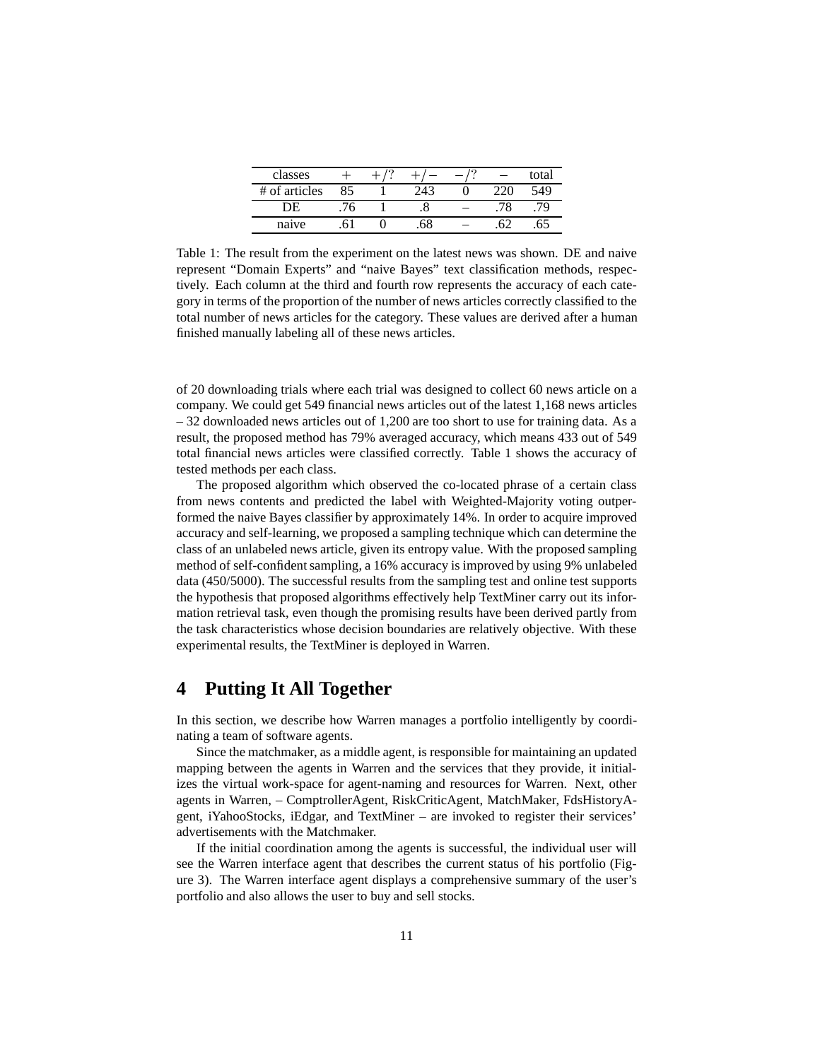| classes | $+$ | $+/?$ | $+/-$ | $-/?$ | $-$ | total |
|---|---|---|---|---|---|---|
| # of articles | 85 | 1 | 243 | 0 | 220 | 549 |
| DE | .76 | 1 | .8 | – | .78 | .79 |
| naive | .61 | 0 | .68 | – | .62 | .65 |

Table 1: The result from the experiment on the latest news was shown. DE and naive represent "Domain Experts" and "naive Bayes" text classification methods, respectively. Each column at the third and fourth row represents the accuracy of each category in terms of the proportion of the number of news articles correctly classified to the total number of news articles for the category. These values are derived after a human finished manually labeling all of these news articles.

of 20 downloading trials where each trial was designed to collect 60 news article on a company. We could get 549 financial news articles out of the latest 1,168 news articles – 32 downloaded news articles out of 1,200 are too short to use for training data. As a result, the proposed method has 79% averaged accuracy, which means 433 out of 549 total financial news articles were classified correctly. Table 1 shows the accuracy of tested methods per each class.

The proposed algorithm which observed the co-located phrase of a certain class from news contents and predicted the label with Weighted-Majority voting outperformed the naive Bayes classifier by approximately 14%. In order to acquire improved accuracy and self-learning, we proposed a sampling technique which can determine the class of an unlabeled news article, given its entropy value. With the proposed sampling method of self-confident sampling, a 16% accuracy is improved by using 9% unlabeled data (450/5000). The successful results from the sampling test and online test supports the hypothesis that proposed algorithms effectively help TextMiner carry out its information retrieval task, even though the promising results have been derived partly from the task characteristics whose decision boundaries are relatively objective. With these experimental results, the TextMiner is deployed in Warren.

# 4 Putting It All Together

In this section, we describe how Warren manages a portfolio intelligently by coordinating a team of software agents.

Since the matchmaker, as a middle agent, is responsible for maintaining an updated mapping between the agents in Warren and the services that they provide, it initializes the virtual work-space for agent-naming and resources for Warren. Next, other agents in Warren, – ComptrollerAgent, RiskCriticAgent, MatchMaker, FdsHistoryAgent, iYahooStocks, iEdgar, and TextMiner – are invoked to register their services' advertisements with the Matchmaker.

If the initial coordination among the agents is successful, the individual user will see the Warren interface agent that describes the current status of his portfolio (Figure 3). The Warren interface agent displays a comprehensive summary of the user's portfolio and also allows the user to buy and sell stocks.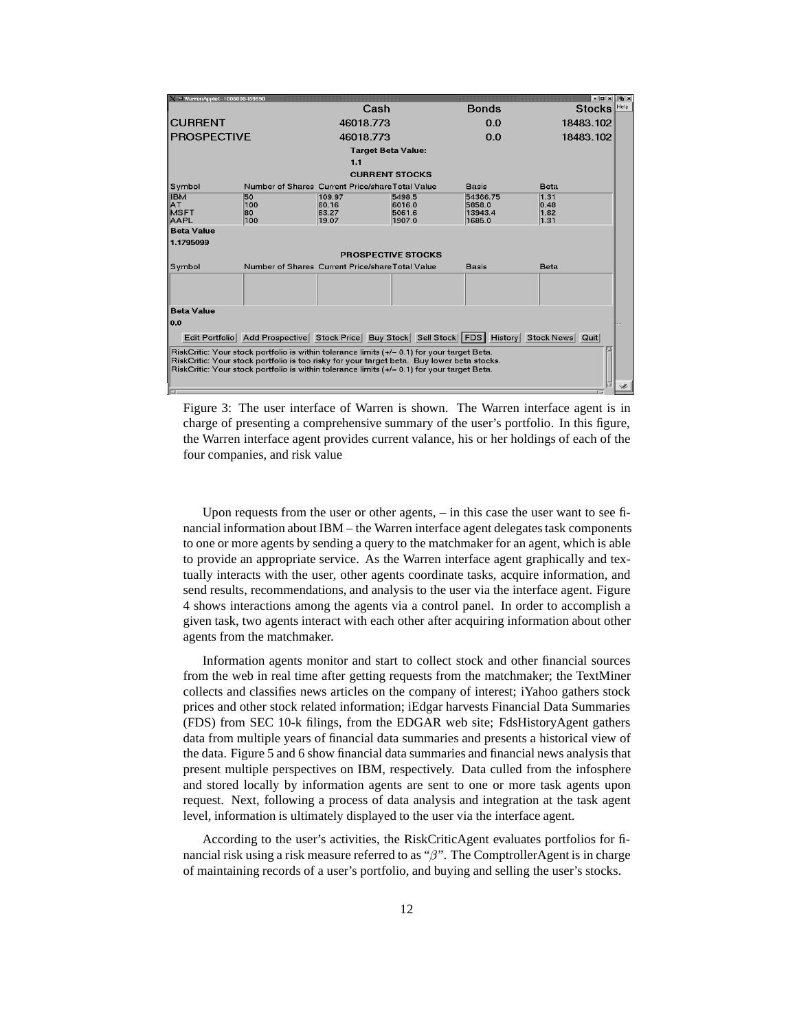Figure 3: The user interface of Warren is shown. The Warren interface agent is in charge of presenting a comprehensive summary of the user's portfolio. In this figure, the Warren interface agent provides current valance, his or her holdings of each of the four companies, and risk value

Upon requests from the user or other agents, – in this case the user want to see financial information about IBM – the Warren interface agent delegates task components to one or more agents by sending a query to the matchmaker for an agent, which is able to provide an appropriate service. As the Warren interface agent graphically and textually interacts with the user, other agents coordinate tasks, acquire information, and send results, recommendations, and analysis to the user via the interface agent. Figure 4 shows interactions among the agents via a control panel. In order to accomplish a given task, two agents interact with each other after acquiring information about other agents from the matchmaker.

Information agents monitor and start to collect stock and other financial sources from the web in real time after getting requests from the matchmaker; the TextMiner collects and classifies news articles on the company of interest; iYahoo gathers stock prices and other stock related information; iEdgar harvests Financial Data Summaries (FDS) from SEC 10-k filings, from the EDGAR web site; FdsHistoryAgent gathers data from multiple years of financial data summaries and presents a historical view of the data. Figure 5 and 6 show financial data summaries and financial news analysis that present multiple perspectives on IBM, respectively. Data culled from the infosphere and stored locally by information agents are sent to one or more task agents upon request. Next, following a process of data analysis and integration at the task agent level, information is ultimately displayed to the user via the interface agent.

According to the user's activities, the RiskCriticAgent evaluates portfolios for financial risk using a risk measure referred to as "$\beta$". The ComptrollerAgent is in charge of maintaining records of a user's portfolio, and buying and selling the user's stocks.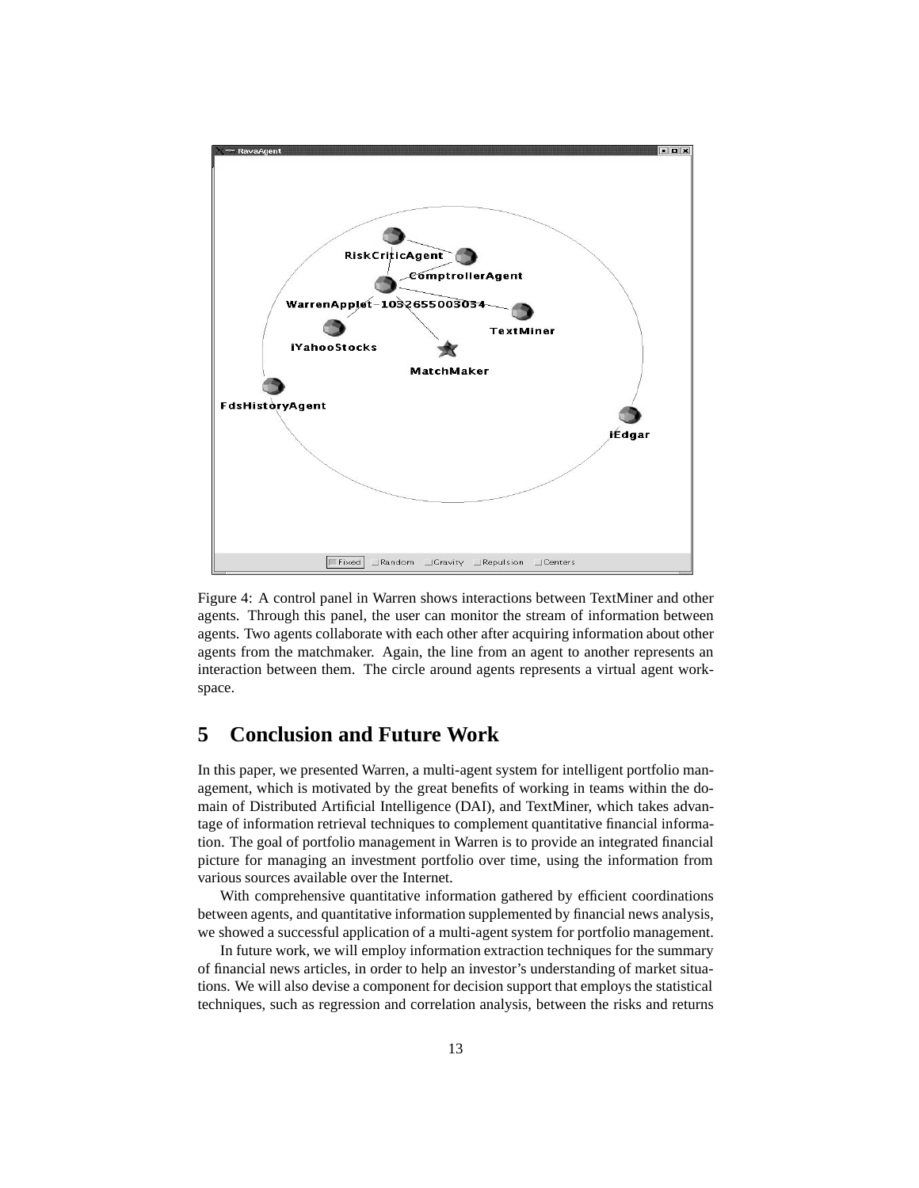Figure 4: A control panel in Warren shows interactions between TextMiner and other agents. Through this panel, the user can monitor the stream of information between agents. Two agents collaborate with each other after acquiring information about other agents from the matchmaker. Again, the line from an agent to another represents an interaction between them. The circle around agents represents a virtual agent workspace.

## 5 Conclusion and Future Work

In this paper, we presented Warren, a multi-agent system for intelligent portfolio management, which is motivated by the great benefits of working in teams within the domain of Distributed Artificial Intelligence (DAI), and TextMiner, which takes advantage of information retrieval techniques to complement quantitative financial information. The goal of portfolio management in Warren is to provide an integrated financial picture for managing an investment portfolio over time, using the information from various sources available over the Internet.

With comprehensive quantitative information gathered by efficient coordinations between agents, and quantitative information supplemented by financial news analysis, we showed a successful application of a multi-agent system for portfolio management.

In future work, we will employ information extraction techniques for the summary of financial news articles, in order to help an investor's understanding of market situations. We will also devise a component for decision support that employs the statistical techniques, such as regression and correlation analysis, between the risks and returns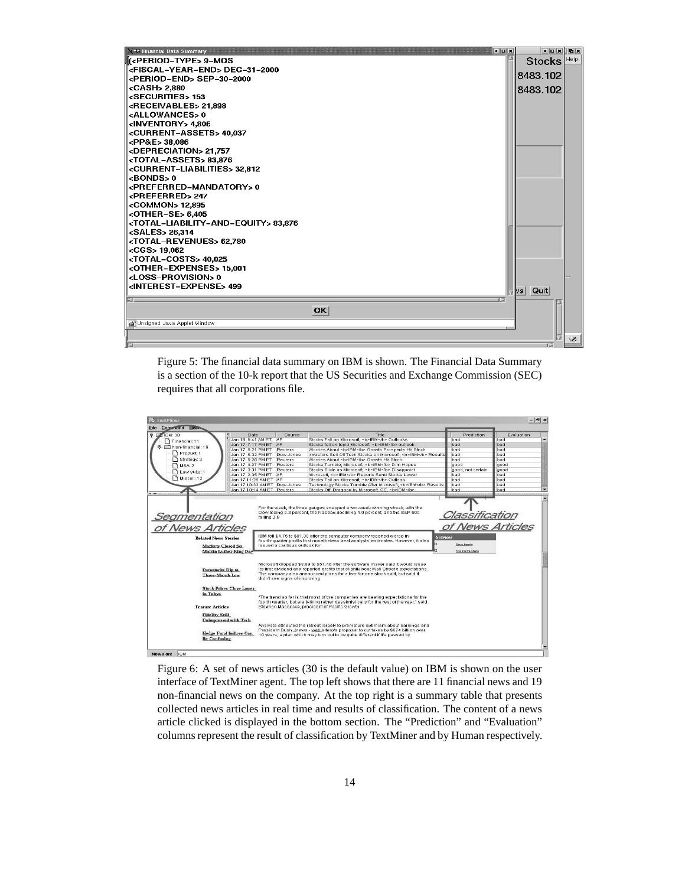Figure 5: The financial data summary on IBM is shown. The Financial Data Summary is a section of the 10-k report that the US Securities and Exchange Commission (SEC) requires that all corporations file.

Figure 6: A set of news articles (30 is the default value) on IBM is shown on the user interface of TextMiner agent. The top left shows that there are 11 financial news and 19 non-financial news on the company. At the top right is a summary table that presents collected news articles in real time and results of classification. The content of a news article clicked is displayed in the bottom section. The "Prediction" and "Evaluation" columns represent the result of classification by TextMiner and by Human respectively.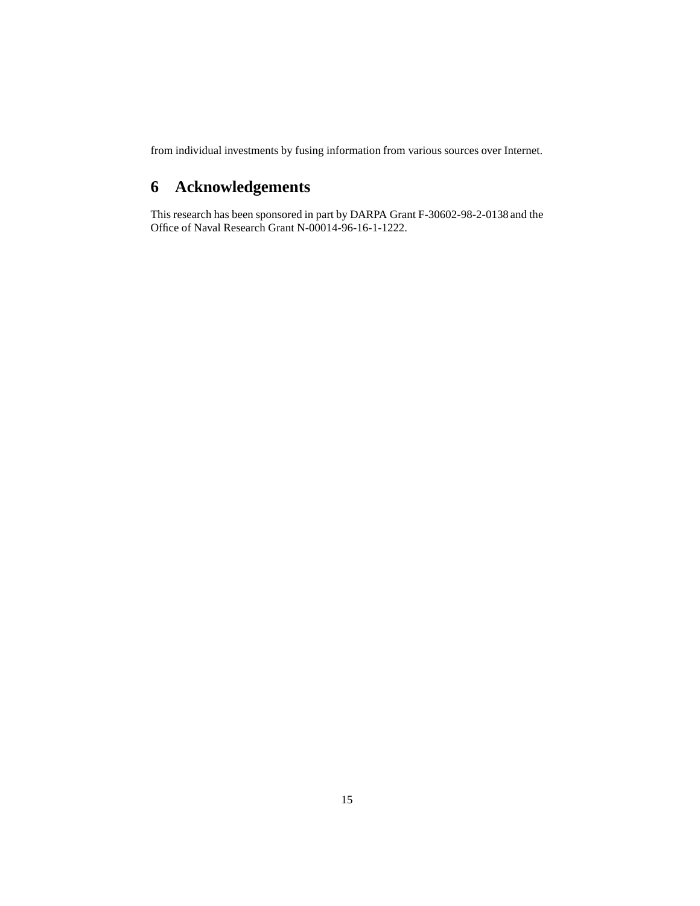from individual investments by fusing information from various sources over Internet.

## 6 Acknowledgements

This research has been sponsored in part by DARPA Grant F-30602-98-2-0138 and the Office of Naval Research Grant N-00014-96-16-1-1222.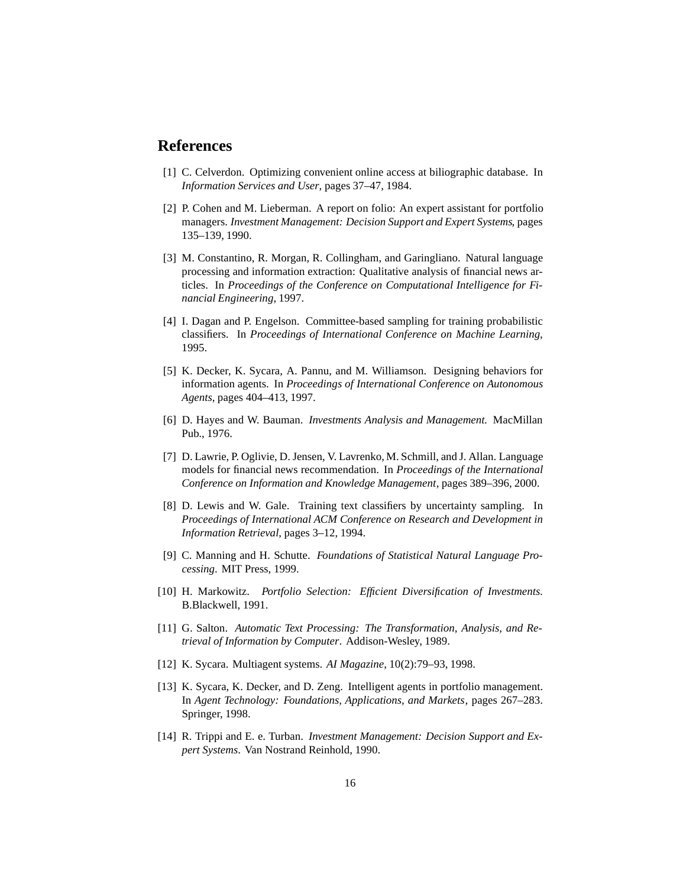## References

[1] C. Celverdon. Optimizing convenient online access at biliographic database. In *Information Services and User*, pages 37–47, 1984.

[2] P. Cohen and M. Lieberman. A report on folio: An expert assistant for portfolio managers. *Investment Management: Decision Support and Expert Systems*, pages 135–139, 1990.

[3] M. Constantino, R. Morgan, R. Collingham, and Garingliano. Natural language processing and information extraction: Qualitative analysis of financial news articles. In *Proceedings of the Conference on Computational Intelligence for Financial Engineering*, 1997.

[4] I. Dagan and P. Engelson. Committee-based sampling for training probabilistic classifiers. In *Proceedings of International Conference on Machine Learning*, 1995.

[5] K. Decker, K. Sycara, A. Pannu, and M. Williamson. Designing behaviors for information agents. In *Proceedings of International Conference on Autonomous Agents*, pages 404–413, 1997.

[6] D. Hayes and W. Bauman. *Investments Analysis and Management.* MacMillan Pub., 1976.

[7] D. Lawrie, P. Oglivie, D. Jensen, V. Lavrenko, M. Schmill, and J. Allan. Language models for financial news recommendation. In *Proceedings of the International Conference on Information and Knowledge Management*, pages 389–396, 2000.

[8] D. Lewis and W. Gale. Training text classifiers by uncertainty sampling. In *Proceedings of International ACM Conference on Research and Development in Information Retrieval*, pages 3–12, 1994.

[9] C. Manning and H. Schutte. *Foundations of Statistical Natural Language Processing*. MIT Press, 1999.

[10] H. Markowitz. *Portfolio Selection: Efficient Diversification of Investments.* B.Blackwell, 1991.

[11] G. Salton. *Automatic Text Processing: The Transformation, Analysis, and Retrieval of Information by Computer*. Addison-Wesley, 1989.

[12] K. Sycara. Multiagent systems. *AI Magazine*, 10(2):79–93, 1998.

[13] K. Sycara, K. Decker, and D. Zeng. Intelligent agents in portfolio management. In *Agent Technology: Foundations, Applications, and Markets*, pages 267–283. Springer, 1998.

[14] R. Trippi and E. e. Turban. *Investment Management: Decision Support and Expert Systems*. Van Nostrand Reinhold, 1990.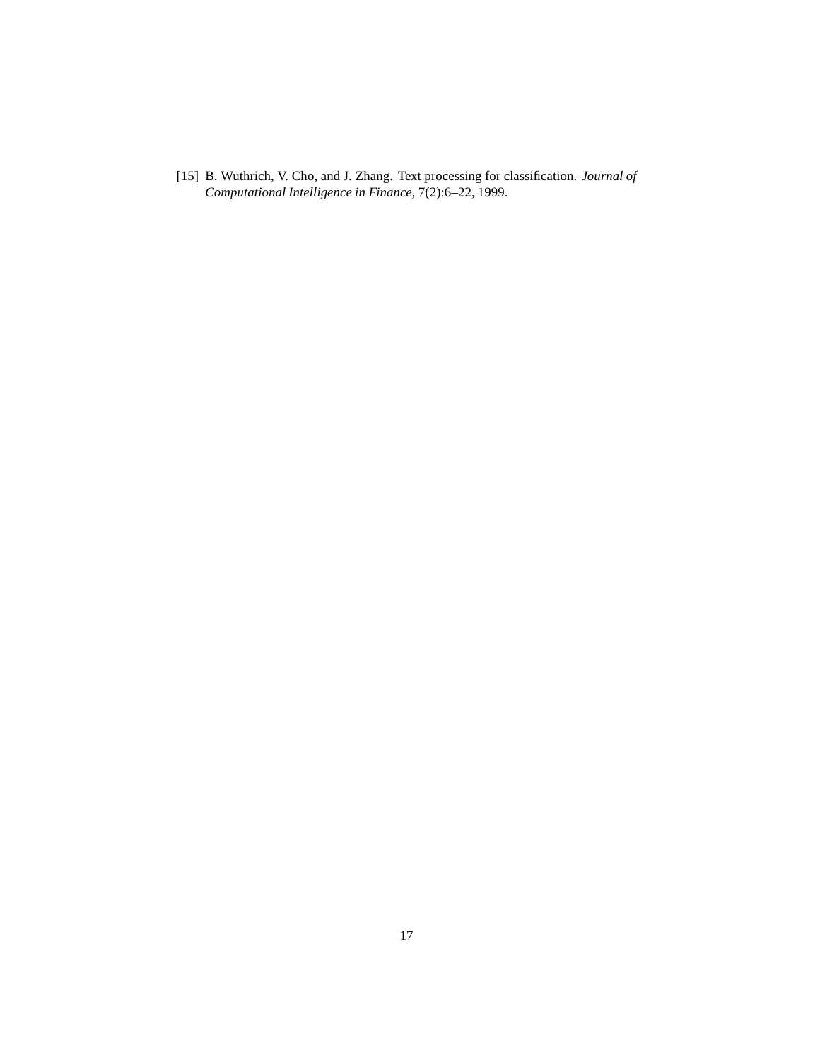[15] B. Wuthrich, V. Cho, and J. Zhang. Text processing for classification. *Journal of Computational Intelligence in Finance*, 7(2):6–22, 1999.